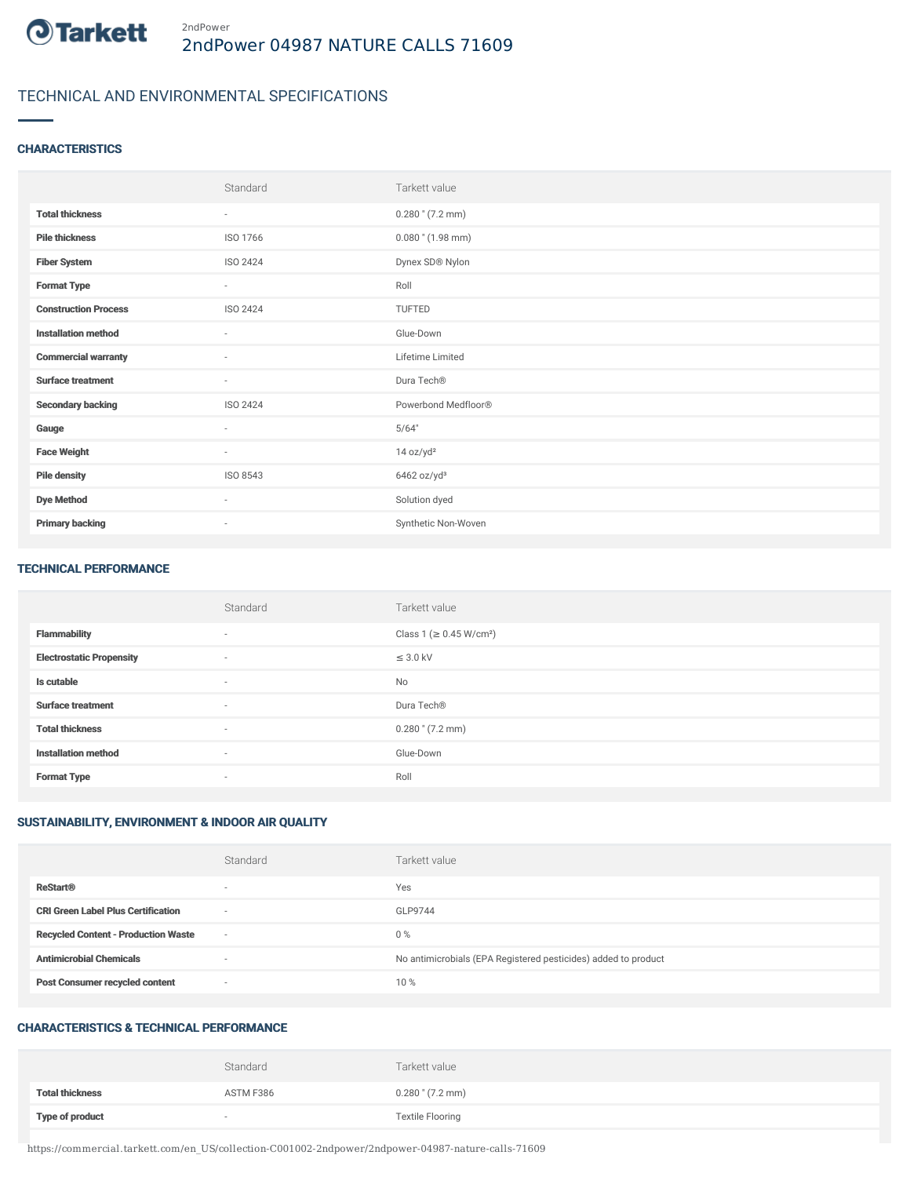2ndPower

# 2ndPower 04987 NATURE CALLS 71609

## TECHNICAL AND ENVIRONMENTAL SPECIFICATIONS

### CHARACTERISTICS

| | Standard | Tarkett value |
|---|---|---|
| **Total thickness** | - | 0.280 " (7.2 mm) |
| **Pile thickness** | ISO 1766 | 0.080 " (1.98 mm) |
| **Fiber System** | ISO 2424 | Dynex SD® Nylon |
| **Format Type** | - | Roll |
| **Construction Process** | ISO 2424 | TUFTED |
| **Installation method** | - | Glue-Down |
| **Commercial warranty** | - | Lifetime Limited |
| **Surface treatment** | - | Dura Tech® |
| **Secondary backing** | ISO 2424 | Powerbond Medfloor® |
| **Gauge** | - | 5/64" |
| **Face Weight** | - | 14 oz/yd² |
| **Pile density** | ISO 8543 | 6462 oz/yd³ |
| **Dye Method** | - | Solution dyed |
| **Primary backing** | - | Synthetic Non-Woven |

### TECHNICAL PERFORMANCE

| | Standard | Tarkett value |
|---|---|---|
| **Flammability** | - | Class 1 (≥ 0.45 W/cm²) |
| **Electrostatic Propensity** | - | ≤ 3.0 kV |
| **Is cutable** | - | No |
| **Surface treatment** | - | Dura Tech® |
| **Total thickness** | - | 0.280 " (7.2 mm) |
| **Installation method** | - | Glue-Down |
| **Format Type** | - | Roll |

### SUSTAINABILITY, ENVIRONMENT & INDOOR AIR QUALITY

| | Standard | Tarkett value |
|---|---|---|
| **ReStart®** | - | Yes |
| **CRI Green Label Plus Certification** | - | GLP9744 |
| **Recycled Content - Production Waste** | - | 0 % |
| **Antimicrobial Chemicals** | - | No antimicrobials (EPA Registered pesticides) added to product |
| **Post Consumer recycled content** | - | 10 % |

### CHARACTERISTICS & TECHNICAL PERFORMANCE

| | Standard | Tarkett value |
|---|---|---|
| **Total thickness** | ASTM F386 | 0.280 " (7.2 mm) |
| **Type of product** | - | Textile Flooring |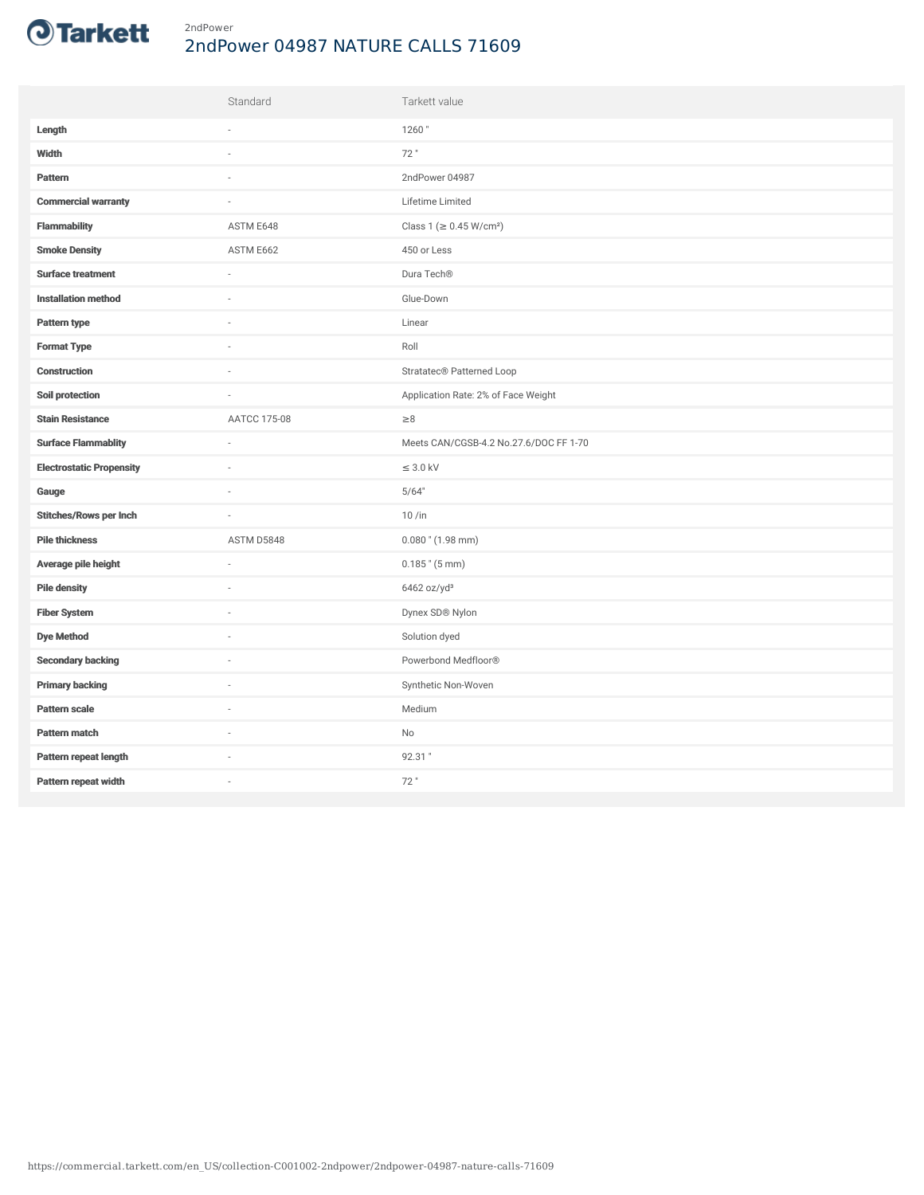2ndPower

# 2ndPower 04987 NATURE CALLS 71609

| | Standard | Tarkett value |
|---|---|---|
| **Length** | - | 1260 " |
| **Width** | - | 72 " |
| **Pattern** | - | 2ndPower 04987 |
| **Commercial warranty** | - | Lifetime Limited |
| **Flammability** | ASTM E648 | Class 1 (≥ 0.45 W/cm²) |
| **Smoke Density** | ASTM E662 | 450 or Less |
| **Surface treatment** | - | Dura Tech® |
| **Installation method** | - | Glue-Down |
| **Pattern type** | - | Linear |
| **Format Type** | - | Roll |
| **Construction** | - | Stratatec® Patterned Loop |
| **Soil protection** | - | Application Rate: 2% of Face Weight |
| **Stain Resistance** | AATCC 175-08 | ≥8 |
| **Surface Flammablity** | - | Meets CAN/CGSB-4.2 No.27.6/DOC FF 1-70 |
| **Electrostatic Propensity** | - | ≤ 3.0 kV |
| **Gauge** | - | 5/64" |
| **Stitches/Rows per Inch** | - | 10 /in |
| **Pile thickness** | ASTM D5848 | 0.080 " (1.98 mm) |
| **Average pile height** | - | 0.185 " (5 mm) |
| **Pile density** | - | 6462 oz/yd³ |
| **Fiber System** | - | Dynex SD® Nylon |
| **Dye Method** | - | Solution dyed |
| **Secondary backing** | - | Powerbond Medfloor® |
| **Primary backing** | - | Synthetic Non-Woven |
| **Pattern scale** | - | Medium |
| **Pattern match** | - | No |
| **Pattern repeat length** | - | 92.31 " |
| **Pattern repeat width** | - | 72 " |

https://commercial.tarkett.com/en_US/collection-C001002-2ndpower/2ndpower-04987-nature-calls-71609